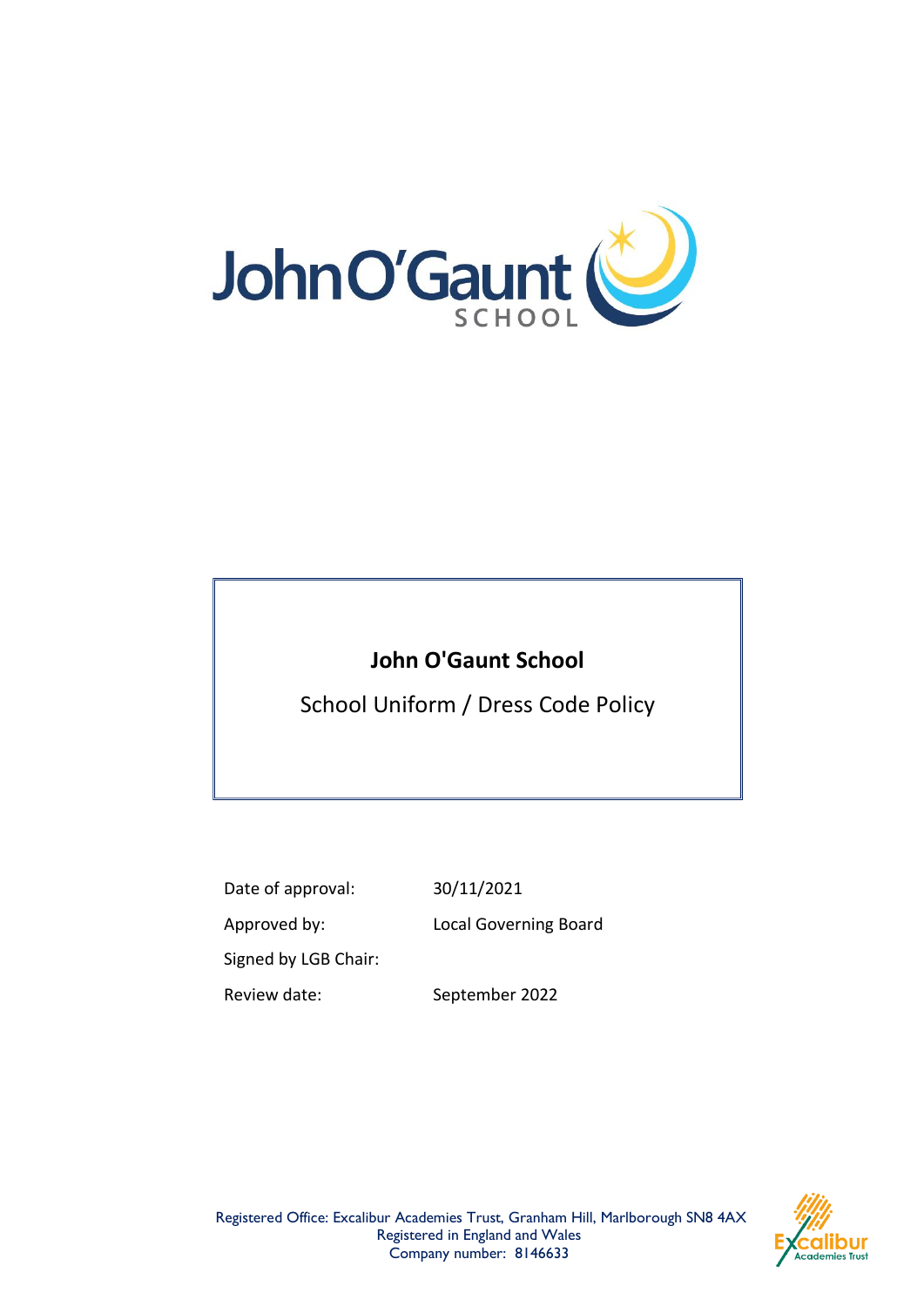# John O'Gaunt School

School Uniform / Dress Code Policy

| | |
|---|---|
| Date of approval: | 30/11/2021 |
| Approved by: | Local Governing Board |
| Signed by LGB Chair: | |
| Review date: | September 2022 |

Registered Office: Excalibur Academies Trust, Granham Hill, Marlborough SN8 4AX
Registered in England and Wales
Company number: 8146633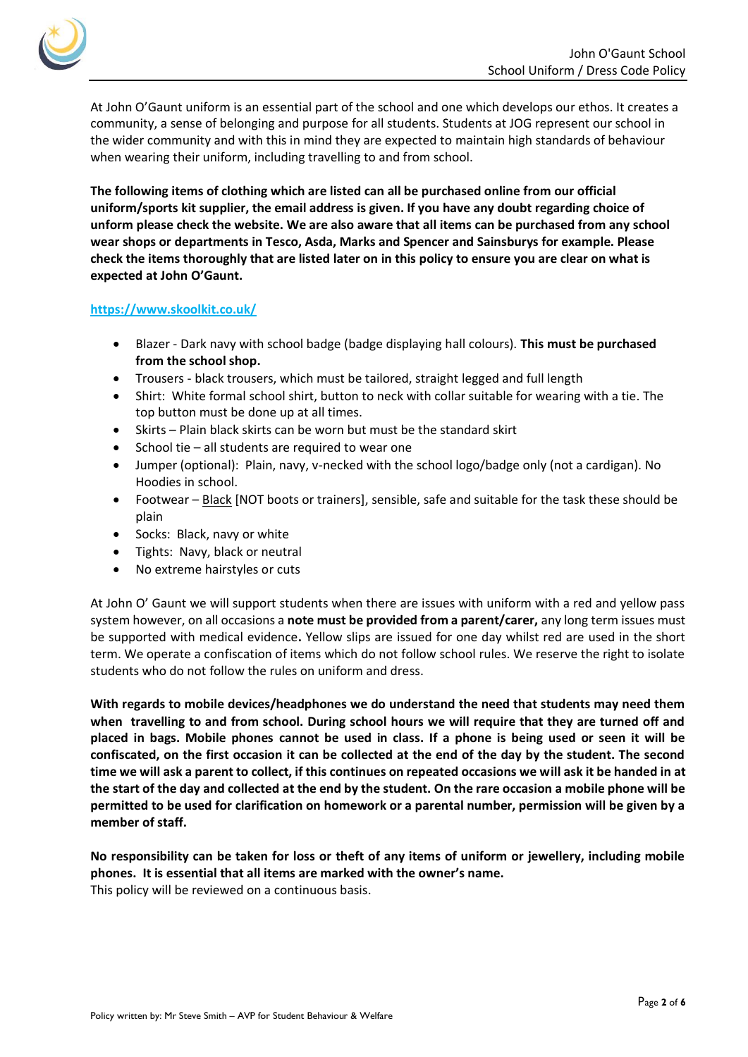At John O'Gaunt uniform is an essential part of the school and one which develops our ethos. It creates a community, a sense of belonging and purpose for all students. Students at JOG represent our school in the wider community and with this in mind they are expected to maintain high standards of behaviour when wearing their uniform, including travelling to and from school.

**The following items of clothing which are listed can all be purchased online from our official uniform/sports kit supplier, the email address is given. If you have any doubt regarding choice of unform please check the website. We are also aware that all items can be purchased from any school wear shops or departments in Tesco, Asda, Marks and Spencer and Sainsburys for example. Please check the items thoroughly that are listed later on in this policy to ensure you are clear on what is expected at John O'Gaunt.**

**https://www.skoolkit.co.uk/**

- Blazer - Dark navy with school badge (badge displaying hall colours). **This must be purchased from the school shop.**
- Trousers - black trousers, which must be tailored, straight legged and full length
- Shirt: White formal school shirt, button to neck with collar suitable for wearing with a tie. The top button must be done up at all times.
- Skirts – Plain black skirts can be worn but must be the standard skirt
- School tie – all students are required to wear one
- Jumper (optional): Plain, navy, v-necked with the school logo/badge only (not a cardigan). No Hoodies in school.
- Footwear – Black [NOT boots or trainers], sensible, safe and suitable for the task these should be plain
- Socks: Black, navy or white
- Tights: Navy, black or neutral
- No extreme hairstyles or cuts

At John O' Gaunt we will support students when there are issues with uniform with a red and yellow pass system however, on all occasions a **note must be provided from a parent/carer,** any long term issues must be supported with medical evidence**.** Yellow slips are issued for one day whilst red are used in the short term. We operate a confiscation of items which do not follow school rules. We reserve the right to isolate students who do not follow the rules on uniform and dress.

**With regards to mobile devices/headphones we do understand the need that students may need them when travelling to and from school. During school hours we will require that they are turned off and placed in bags. Mobile phones cannot be used in class. If a phone is being used or seen it will be confiscated, on the first occasion it can be collected at the end of the day by the student. The second time we will ask a parent to collect, if this continues on repeated occasions we will ask it be handed in at the start of the day and collected at the end by the student. On the rare occasion a mobile phone will be permitted to be used for clarification on homework or a parental number, permission will be given by a member of staff.**

**No responsibility can be taken for loss or theft of any items of uniform or jewellery, including mobile phones. It is essential that all items are marked with the owner's name.**
This policy will be reviewed on a continuous basis.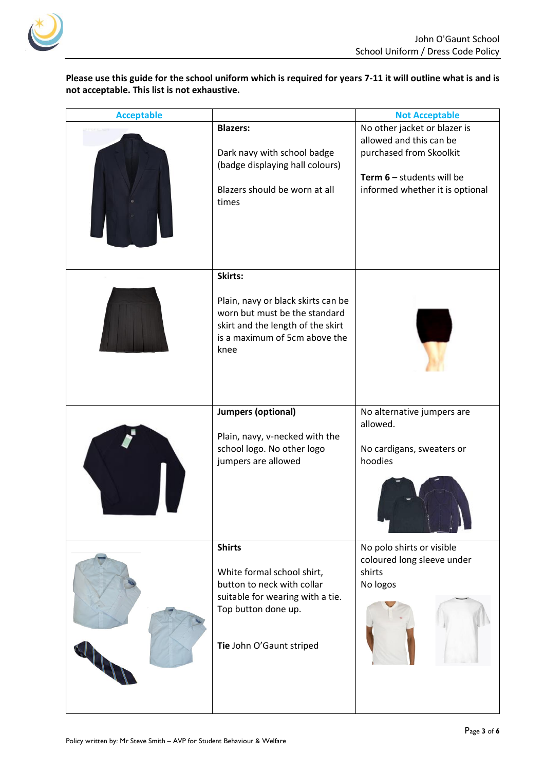**Please use this guide for the school uniform which is required for years 7-11 it will outline what is and is not acceptable. This list is not exhaustive.**

| Acceptable | | Not Acceptable |
|---|---|---|
| | **Blazers:**<br><br>Dark navy with school badge (badge displaying hall colours)<br><br>Blazers should be worn at all times | No other jacket or blazer is allowed and this can be purchased from Skoolkit<br><br>**Term 6** – students will be informed whether it is optional |
| | **Skirts:**<br><br>Plain, navy or black skirts can be worn but must be the standard skirt and the length of the skirt is a maximum of 5cm above the knee | |
| | **Jumpers (optional)**<br><br>Plain, navy, v-necked with the school logo. No other logo jumpers are allowed | No alternative jumpers are allowed.<br><br>No cardigans, sweaters or hoodies |
| | **Shirts**<br><br>White formal school shirt, button to neck with collar suitable for wearing with a tie. Top button done up.<br><br>**Tie** John O'Gaunt striped | No polo shirts or visible coloured long sleeve under shirts<br>No logos |

Policy written by: Mr Steve Smith – AVP for Student Behaviour & Welfare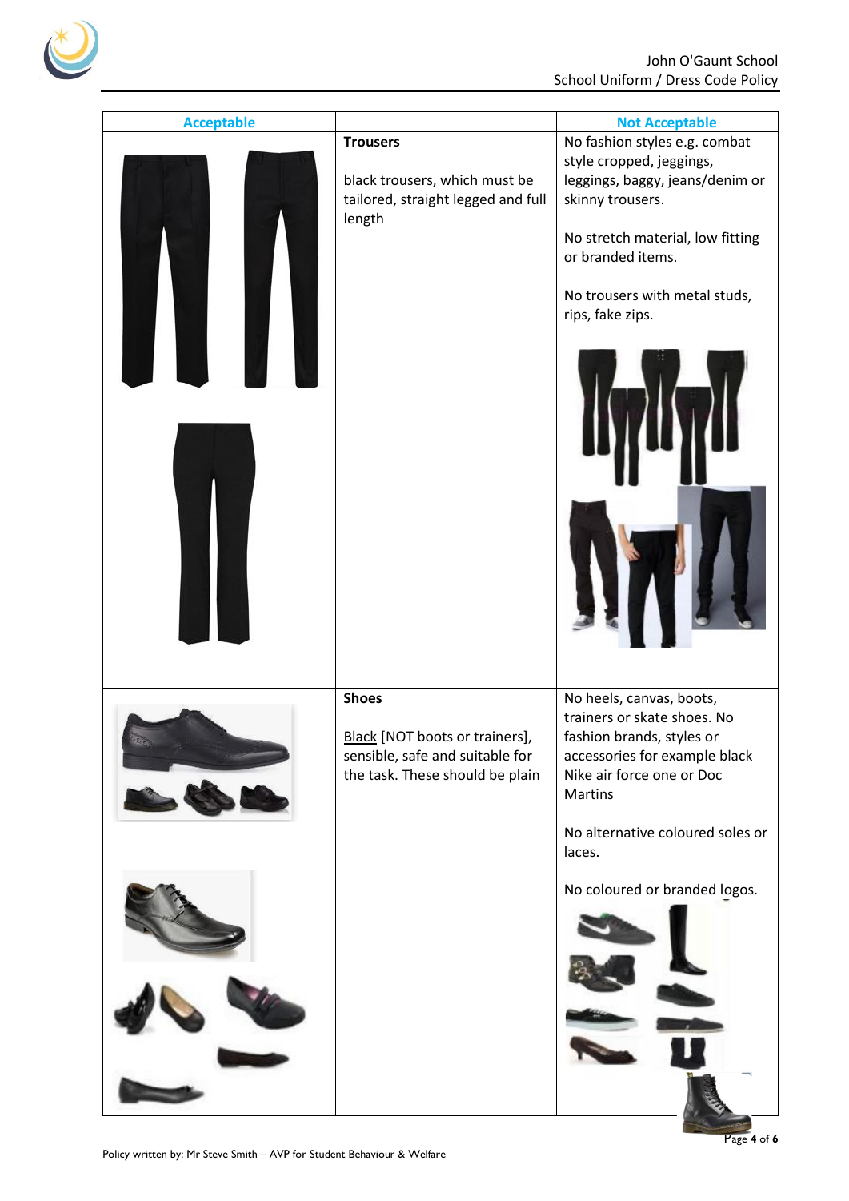| Acceptable | | Not Acceptable |
| --- | --- | --- |
| | **Trousers**<br><br>black trousers, which must be tailored, straight legged and full length | No fashion styles e.g. combat style cropped, jeggings, leggings, baggy, jeans/denim or skinny trousers.<br><br>No stretch material, low fitting or branded items.<br><br>No trousers with metal studs, rips, fake zips. |
| | **Shoes**<br><br>Black [NOT boots or trainers], sensible, safe and suitable for the task. These should be plain | No heels, canvas, boots, trainers or skate shoes. No fashion brands, styles or accessories for example black Nike air force one or Doc Martins<br><br>No alternative coloured soles or laces.<br><br>No coloured or branded logos. |

Policy written by: Mr Steve Smith – AVP for Student Behaviour & Welfare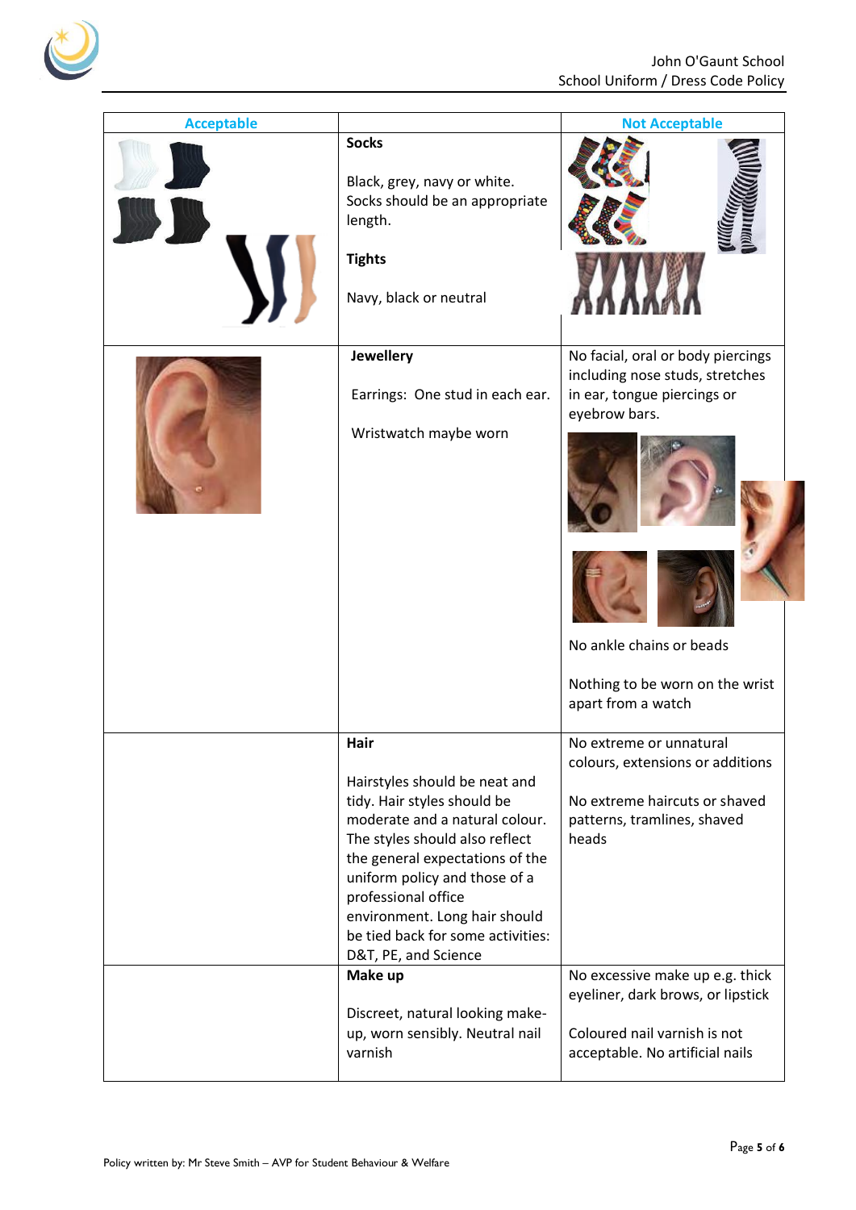| Acceptable | | Not Acceptable |
|---|---|---|
| | **Socks**<br><br>Black, grey, navy or white. Socks should be an appropriate length.<br><br>**Tights**<br><br>Navy, black or neutral | |
| | **Jewellery**<br><br>Earrings: One stud in each ear.<br><br>Wristwatch maybe worn | No facial, oral or body piercings including nose studs, stretches in ear, tongue piercings or eyebrow bars.<br><br>No ankle chains or beads<br><br>Nothing to be worn on the wrist apart from a watch |
| | **Hair**<br><br>Hairstyles should be neat and tidy. Hair styles should be moderate and a natural colour. The styles should also reflect the general expectations of the uniform policy and those of a professional office environment. Long hair should be tied back for some activities: D&T, PE, and Science | No extreme or unnatural colours, extensions or additions<br><br>No extreme haircuts or shaved patterns, tramlines, shaved heads |
| | **Make up**<br><br>Discreet, natural looking make-up, worn sensibly. Neutral nail varnish | No excessive make up e.g. thick eyeliner, dark brows, or lipstick<br><br>Coloured nail varnish is not acceptable. No artificial nails |

Policy written by: Mr Steve Smith – AVP for Student Behaviour & Welfare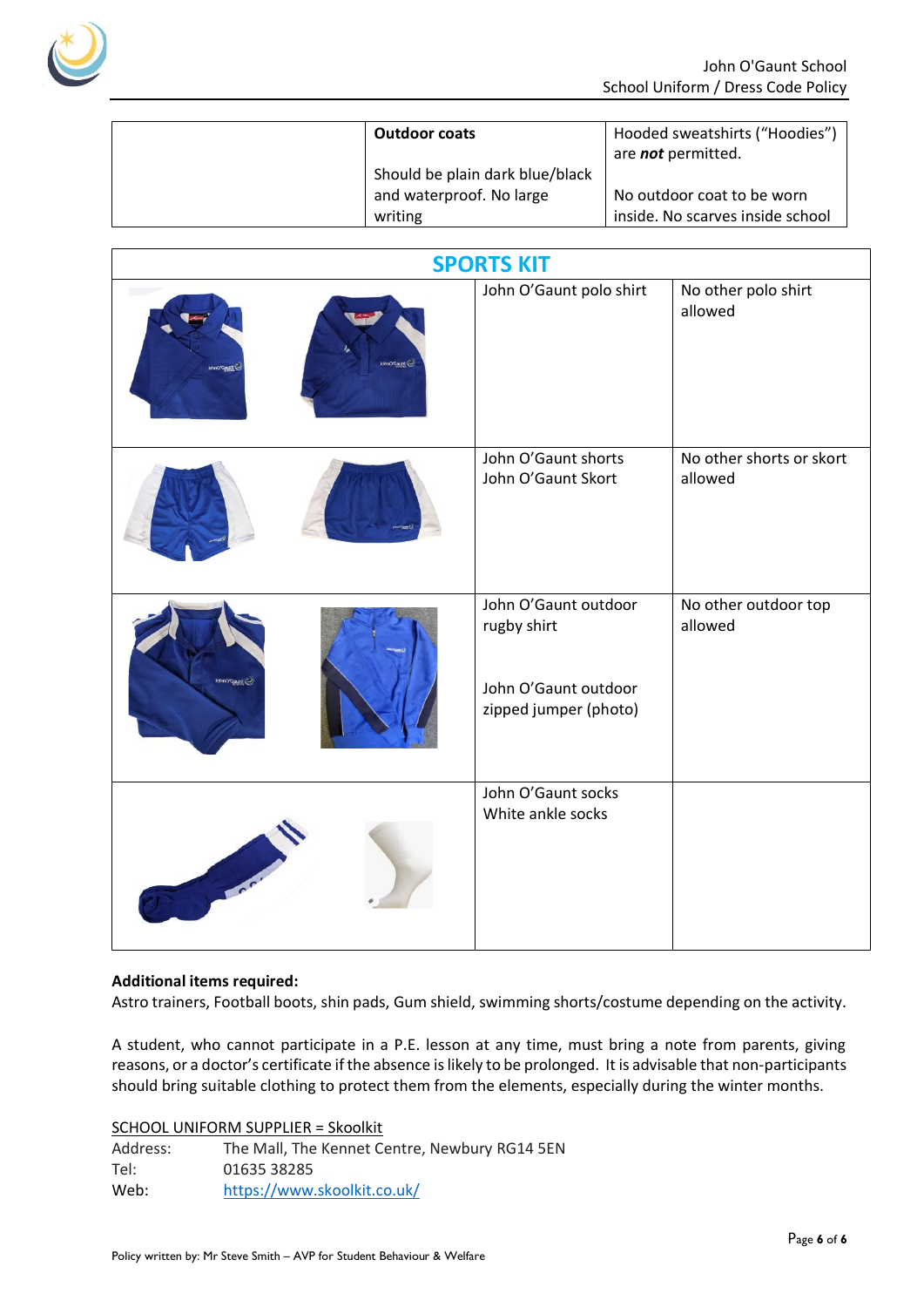| | | |
|---|---|---|
| | **Outdoor coats**<br><br>Should be plain dark blue/black and waterproof. No large writing | Hooded sweatshirts ("Hoodies") are ***not*** permitted.<br><br>No outdoor coat to be worn inside. No scarves inside school |

| **SPORTS KIT** | | |
|---|---|---|
| | John O'Gaunt polo shirt | No other polo shirt allowed |
| | John O'Gaunt shorts<br>John O'Gaunt Skort | No other shorts or skort allowed |
| | John O'Gaunt outdoor rugby shirt<br><br>John O'Gaunt outdoor zipped jumper (photo) | No other outdoor top allowed |
| | John O'Gaunt socks<br>White ankle socks | |

**Additional items required:**
Astro trainers, Football boots, shin pads, Gum shield, swimming shorts/costume depending on the activity.

A student, who cannot participate in a P.E. lesson at any time, must bring a note from parents, giving reasons, or a doctor's certificate if the absence is likely to be prolonged. It is advisable that non-participants should bring suitable clothing to protect them from the elements, especially during the winter months.

SCHOOL UNIFORM SUPPLIER = Skoolkit
Address: The Mall, The Kennet Centre, Newbury RG14 5EN
Tel: 01635 38285
Web: https://www.skoolkit.co.uk/

Policy written by: Mr Steve Smith – AVP for Student Behaviour & Welfare